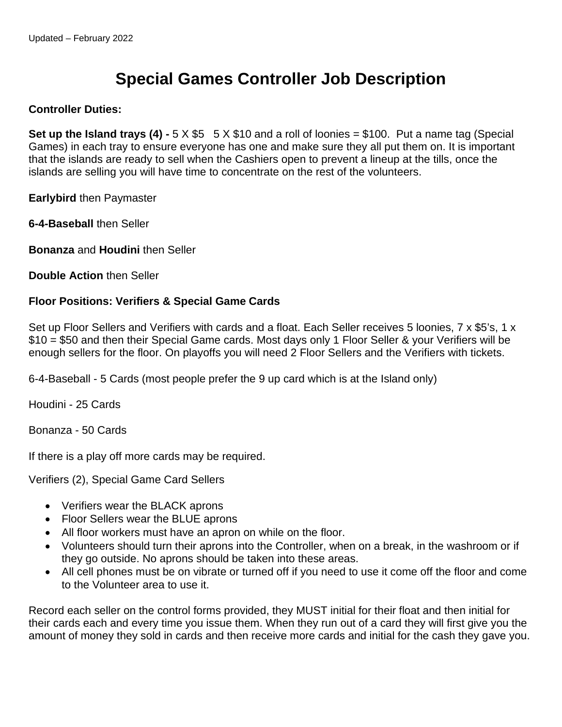Updated – February 2022

# Special Games Controller Job Description

**Controller Duties:**

**Set up the Island trays (4) -** 5 X $5   5 X $10 and a roll of loonies = $100.  Put a name tag (Special Games) in each tray to ensure everyone has one and make sure they all put them on. It is important that the islands are ready to sell when the Cashiers open to prevent a lineup at the tills, once the islands are selling you will have time to concentrate on the rest of the volunteers.

**Earlybird** then Paymaster

**6-4-Baseball** then Seller

**Bonanza** and **Houdini** then Seller

**Double Action** then Seller

**Floor Positions: Verifiers & Special Game Cards**

Set up Floor Sellers and Verifiers with cards and a float. Each Seller receives 5 loonies, 7 x $5's, 1 x $10 = $50 and then their Special Game cards. Most days only 1 Floor Seller & your Verifiers will be enough sellers for the floor. On playoffs you will need 2 Floor Sellers and the Verifiers with tickets.

6-4-Baseball - 5 Cards (most people prefer the 9 up card which is at the Island only)

Houdini - 25 Cards

Bonanza - 50 Cards

If there is a play off more cards may be required.

Verifiers (2), Special Game Card Sellers

- Verifiers wear the BLACK aprons
- Floor Sellers wear the BLUE aprons
- All floor workers must have an apron on while on the floor.
- Volunteers should turn their aprons into the Controller, when on a break, in the washroom or if they go outside. No aprons should be taken into these areas.
- All cell phones must be on vibrate or turned off if you need to use it come off the floor and come to the Volunteer area to use it.

Record each seller on the control forms provided, they MUST initial for their float and then initial for their cards each and every time you issue them. When they run out of a card they will first give you the amount of money they sold in cards and then receive more cards and initial for the cash they gave you.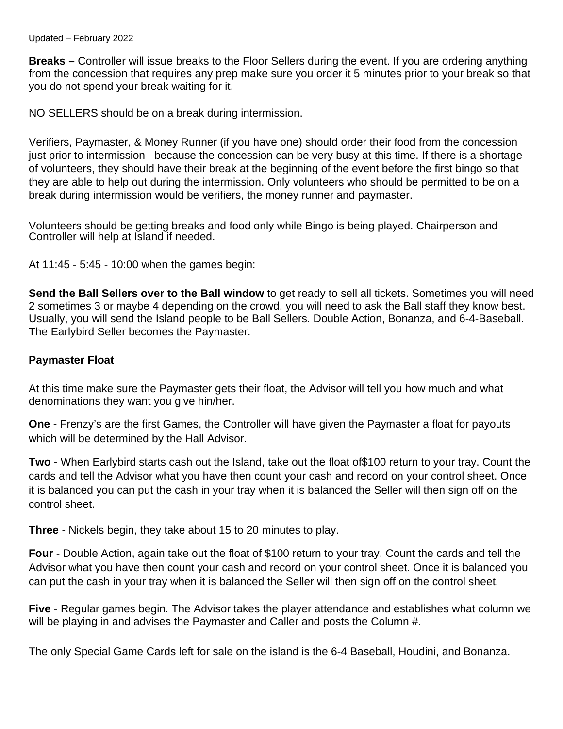Updated – February 2022

**Breaks –** Controller will issue breaks to the Floor Sellers during the event. If you are ordering anything from the concession that requires any prep make sure you order it 5 minutes prior to your break so that you do not spend your break waiting for it.

NO SELLERS should be on a break during intermission.

Verifiers, Paymaster, & Money Runner (if you have one) should order their food from the concession just prior to intermission because the concession can be very busy at this time. If there is a shortage of volunteers, they should have their break at the beginning of the event before the first bingo so that they are able to help out during the intermission. Only volunteers who should be permitted to be on a break during intermission would be verifiers, the money runner and paymaster.

Volunteers should be getting breaks and food only while Bingo is being played. Chairperson and Controller will help at Island if needed.

At 11:45 - 5:45 - 10:00 when the games begin:

**Send the Ball Sellers over to the Ball window** to get ready to sell all tickets. Sometimes you will need 2 sometimes 3 or maybe 4 depending on the crowd, you will need to ask the Ball staff they know best. Usually, you will send the Island people to be Ball Sellers. Double Action, Bonanza, and 6-4-Baseball. The Earlybird Seller becomes the Paymaster.

**Paymaster Float**

At this time make sure the Paymaster gets their float, the Advisor will tell you how much and what denominations they want you give hin/her.

**One** - Frenzy's are the first Games, the Controller will have given the Paymaster a float for payouts which will be determined by the Hall Advisor.

**Two** - When Earlybird starts cash out the Island, take out the float of$100 return to your tray. Count the cards and tell the Advisor what you have then count your cash and record on your control sheet. Once it is balanced you can put the cash in your tray when it is balanced the Seller will then sign off on the control sheet.

**Three** - Nickels begin, they take about 15 to 20 minutes to play.

**Four** - Double Action, again take out the float of $100 return to your tray. Count the cards and tell the Advisor what you have then count your cash and record on your control sheet. Once it is balanced you can put the cash in your tray when it is balanced the Seller will then sign off on the control sheet.

**Five** - Regular games begin. The Advisor takes the player attendance and establishes what column we will be playing in and advises the Paymaster and Caller and posts the Column #.

The only Special Game Cards left for sale on the island is the 6-4 Baseball, Houdini, and Bonanza.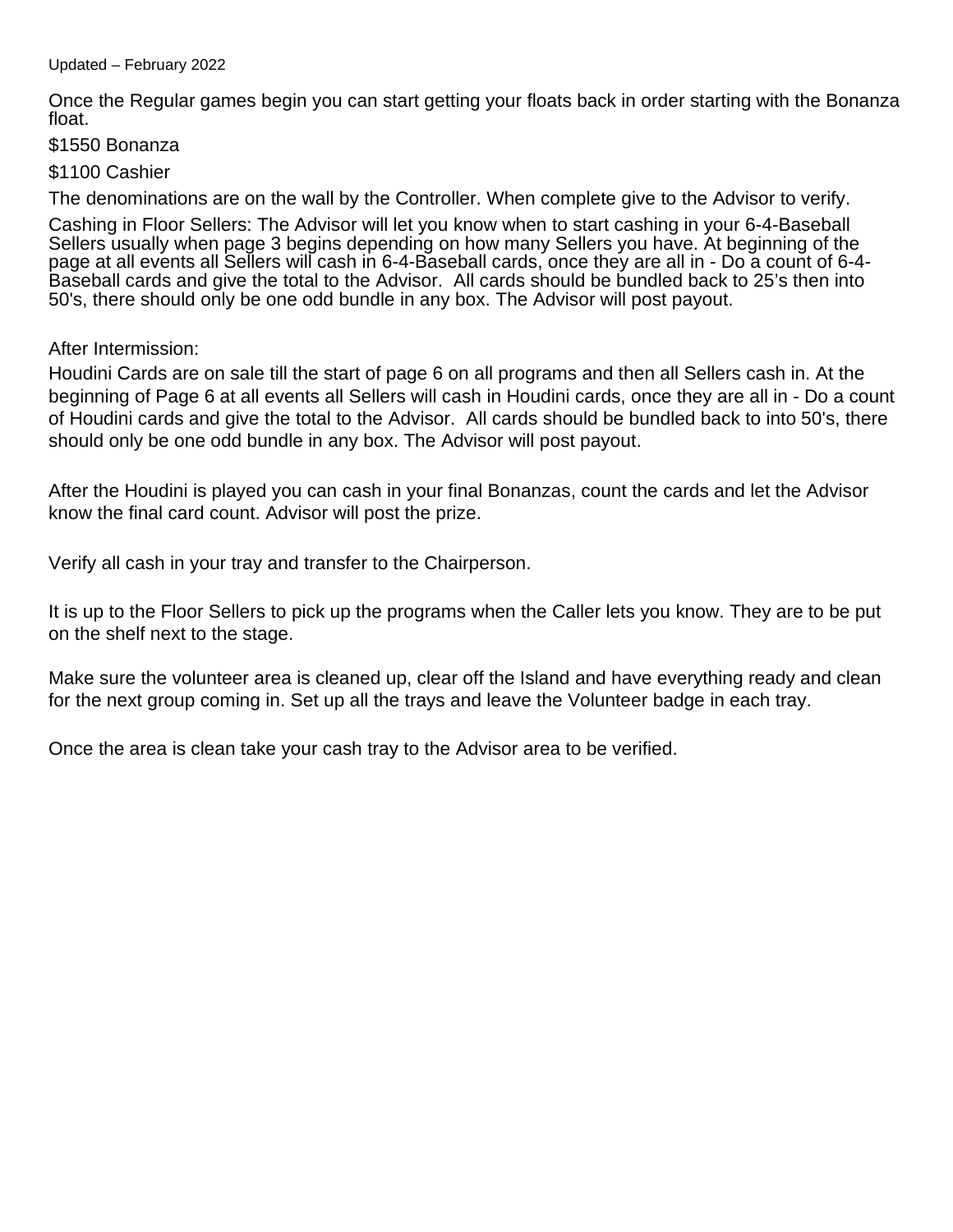Updated – February 2022

Once the Regular games begin you can start getting your floats back in order starting with the Bonanza float.

$1550 Bonanza

$1100 Cashier

The denominations are on the wall by the Controller. When complete give to the Advisor to verify.

Cashing in Floor Sellers: The Advisor will let you know when to start cashing in your 6-4-Baseball Sellers usually when page 3 begins depending on how many Sellers you have. At beginning of the page at all events all Sellers will cash in 6-4-Baseball cards, once they are all in - Do a count of 6-4-Baseball cards and give the total to the Advisor. All cards should be bundled back to 25's then into 50's, there should only be one odd bundle in any box. The Advisor will post payout.

After Intermission:

Houdini Cards are on sale till the start of page 6 on all programs and then all Sellers cash in. At the beginning of Page 6 at all events all Sellers will cash in Houdini cards, once they are all in - Do a count of Houdini cards and give the total to the Advisor. All cards should be bundled back to into 50's, there should only be one odd bundle in any box. The Advisor will post payout.

After the Houdini is played you can cash in your final Bonanzas, count the cards and let the Advisor know the final card count. Advisor will post the prize.

Verify all cash in your tray and transfer to the Chairperson.

It is up to the Floor Sellers to pick up the programs when the Caller lets you know. They are to be put on the shelf next to the stage.

Make sure the volunteer area is cleaned up, clear off the Island and have everything ready and clean for the next group coming in. Set up all the trays and leave the Volunteer badge in each tray.

Once the area is clean take your cash tray to the Advisor area to be verified.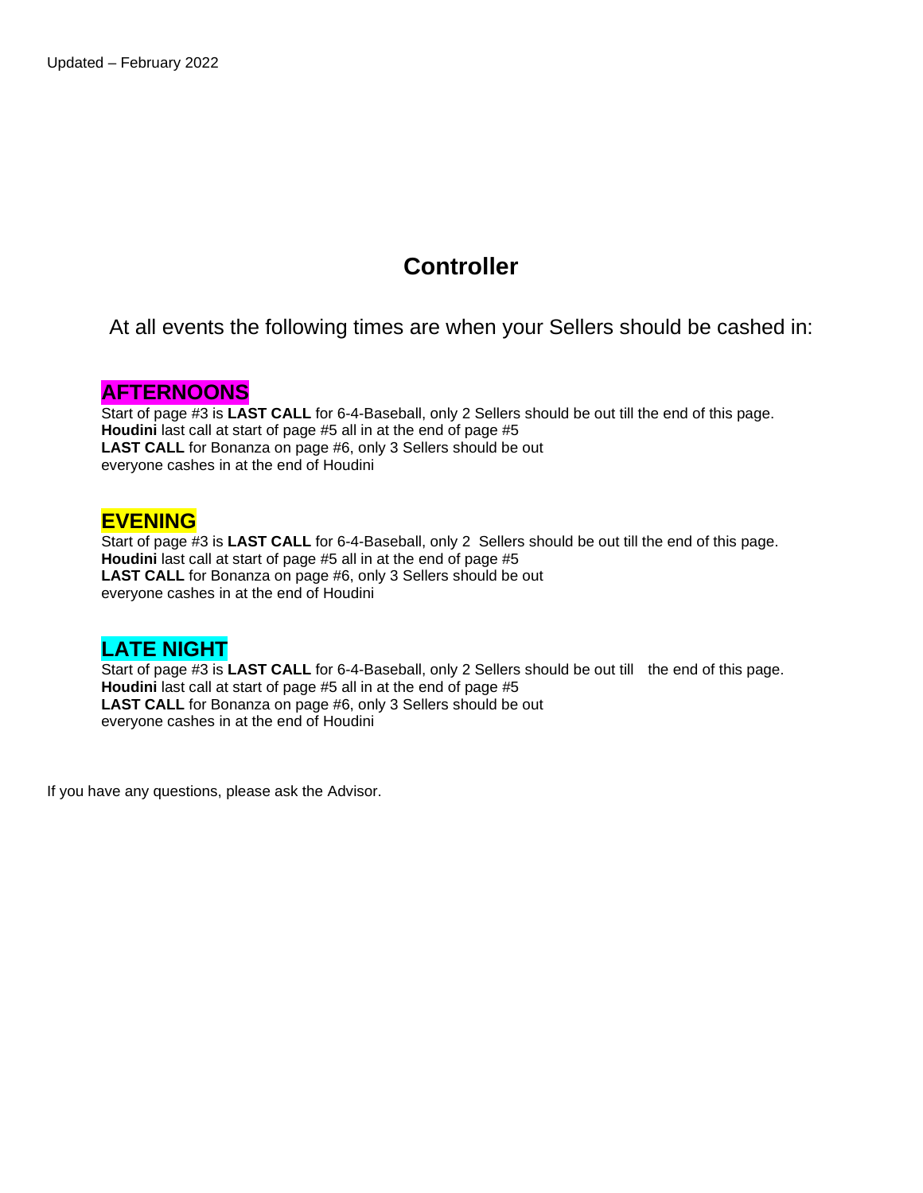Updated – February 2022

# Controller

At all events the following times are when your Sellers should be cashed in:

## AFTERNOONS

Start of page #3 is **LAST CALL** for 6-4-Baseball, only 2 Sellers should be out till the end of this page.
**Houdini** last call at start of page #5 all in at the end of page #5
**LAST CALL** for Bonanza on page #6, only 3 Sellers should be out
everyone cashes in at the end of Houdini

## EVENING

Start of page #3 is **LAST CALL** for 6-4-Baseball, only 2 Sellers should be out till the end of this page.
**Houdini** last call at start of page #5 all in at the end of page #5
**LAST CALL** for Bonanza on page #6, only 3 Sellers should be out
everyone cashes in at the end of Houdini

## LATE NIGHT

Start of page #3 is **LAST CALL** for 6-4-Baseball, only 2 Sellers should be out till the end of this page.
**Houdini** last call at start of page #5 all in at the end of page #5
**LAST CALL** for Bonanza on page #6, only 3 Sellers should be out
everyone cashes in at the end of Houdini

If you have any questions, please ask the Advisor.